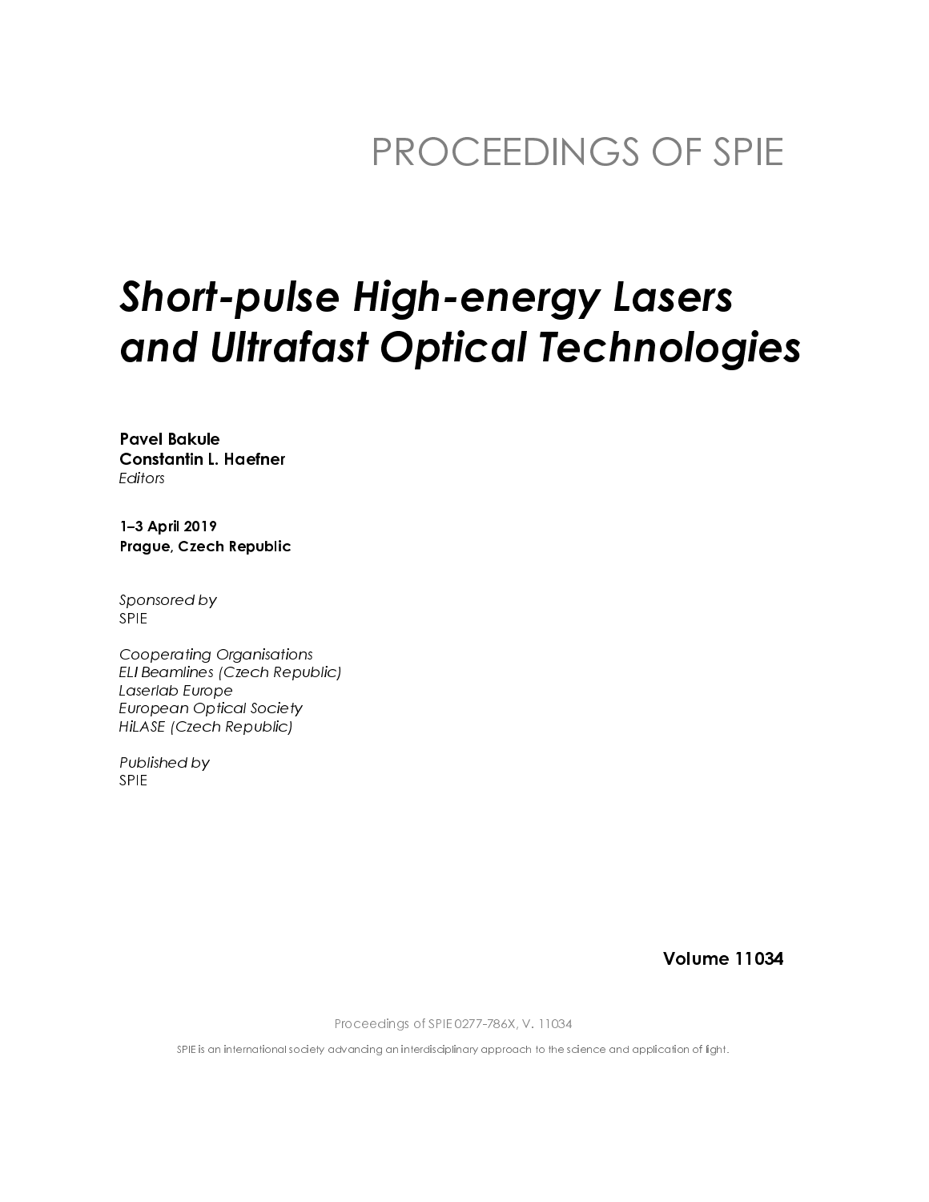# PROCEEDINGS OF SPIE

## *Short-pulse High-energy Lasers and Ultrafast Optical Technologies*

**Pavel Bakule**
**Constantin L. Haefner**
*Editors*

**1–3 April 2019**
**Prague, Czech Republic**

*Sponsored by*
SPIE

*Cooperating Organisations*
*ELI Beamlines (Czech Republic)*
*Laserlab Europe*
*European Optical Society*
*HiLASE (Czech Republic)*

*Published by*
SPIE

**Volume 11034**

Proceedings of SPIE 0277-786X, V. 11034

SPIE is an international society advancing an interdisciplinary approach to the science and application of light.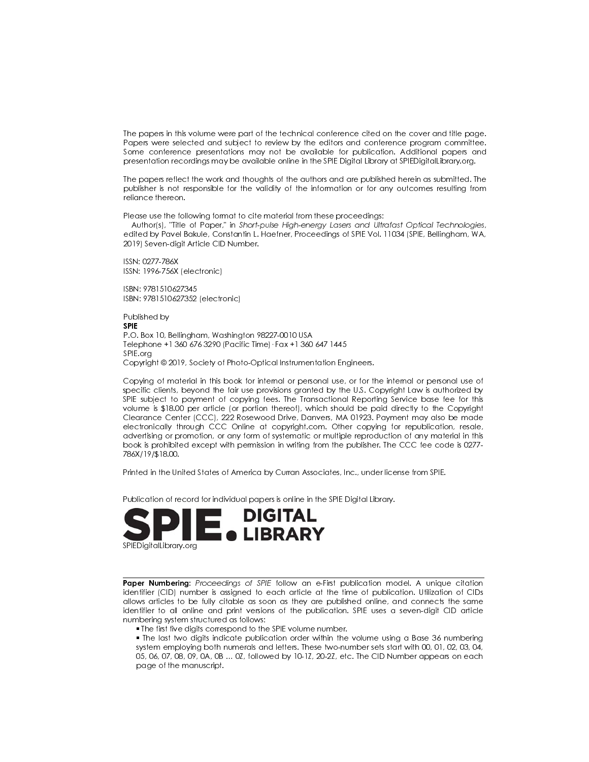The papers in this volume were part of the technical conference cited on the cover and title page. Papers were selected and subject to review by the editors and conference program committee. Some conference presentations may not be available for publication. Additional papers and presentation recordings may be available online in the SPIE Digital Library at SPIEDigitalLibrary.org.

The papers reflect the work and thoughts of the authors and are published herein as submitted. The publisher is not responsible for the validity of the information or for any outcomes resulting from reliance thereon.

Please use the following format to cite material from these proceedings:
Author(s), "Title of Paper," in *Short-pulse High-energy Lasers and Ultrafast Optical Technologies*, edited by Pavel Bakule, Constantin L. Haefner, Proceedings of SPIE Vol. 11034 (SPIE, Bellingham, WA, 2019) Seven-digit Article CID Number.

ISSN: 0277-786X
ISSN: 1996-756X (electronic)

ISBN: 9781510627345
ISBN: 9781510627352 (electronic)

Published by
**SPIE**
P.O. Box 10, Bellingham, Washington 98227-0010 USA
Telephone +1 360 676 3290 (Pacific Time) · Fax +1 360 647 1445
SPIE.org
Copyright © 2019, Society of Photo-Optical Instrumentation Engineers.

Copying of material in this book for internal or personal use, or for the internal or personal use of specific clients, beyond the fair use provisions granted by the U.S. Copyright Law is authorized by SPIE subject to payment of copying fees. The Transactional Reporting Service base fee for this volume is $18.00 per article (or portion thereof), which should be paid directly to the Copyright Clearance Center (CCC), 222 Rosewood Drive, Danvers, MA 01923. Payment may also be made electronically through CCC Online at copyright.com. Other copying for republication, resale, advertising or promotion, or any form of systematic or multiple reproduction of any material in this book is prohibited except with permission in writing from the publisher. The CCC fee code is 0277-786X/19/$18.00.

Printed in the United States of America by Curran Associates, Inc., under license from SPIE.

Publication of record for individual papers is online in the SPIE Digital Library.

**SPIE. DIGITAL LIBRARY**
SPIEDigitalLibrary.org

**Paper Numbering:** *Proceedings of SPIE* follow an e-First publication model. A unique citation identifier (CID) number is assigned to each article at the time of publication. Utilization of CIDs allows articles to be fully citable as soon as they are published online, and connects the same identifier to all online and print versions of the publication. SPIE uses a seven-digit CID article numbering system structured as follows:

- The first five digits correspond to the SPIE volume number.
- The last two digits indicate publication order within the volume using a Base 36 numbering system employing both numerals and letters. These two-number sets start with 00, 01, 02, 03, 04, 05, 06, 07, 08, 09, 0A, 0B … 0Z, followed by 10-1Z, 20-2Z, etc. The CID Number appears on each page of the manuscript.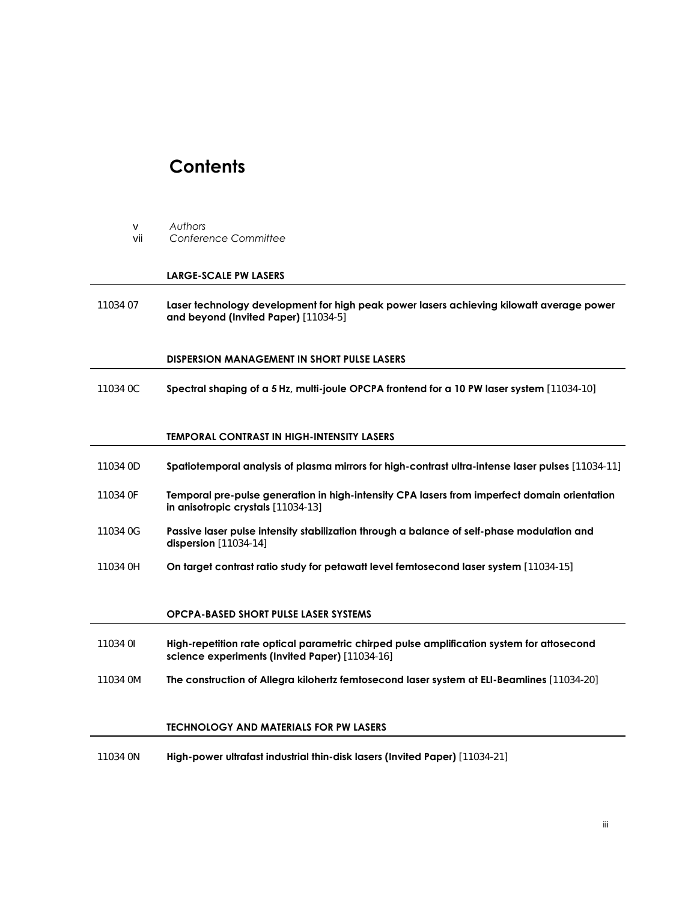# Contents

v *Authors*
vii *Conference Committee*

### LARGE-SCALE PW LASERS

11034 07 **Laser technology development for high peak power lasers achieving kilowatt average power and beyond (Invited Paper)** [11034-5]

### DISPERSION MANAGEMENT IN SHORT PULSE LASERS

11034 0C **Spectral shaping of a 5 Hz, multi-joule OPCPA frontend for a 10 PW laser system** [11034-10]

### TEMPORAL CONTRAST IN HIGH-INTENSITY LASERS

11034 0D **Spatiotemporal analysis of plasma mirrors for high-contrast ultra-intense laser pulses** [11034-11]

11034 0F **Temporal pre-pulse generation in high-intensity CPA lasers from imperfect domain orientation in anisotropic crystals** [11034-13]

11034 0G **Passive laser pulse intensity stabilization through a balance of self-phase modulation and dispersion** [11034-14]

11034 0H **On target contrast ratio study for petawatt level femtosecond laser system** [11034-15]

### OPCPA-BASED SHORT PULSE LASER SYSTEMS

11034 0I **High-repetition rate optical parametric chirped pulse amplification system for attosecond science experiments (Invited Paper)** [11034-16]

11034 0M **The construction of Allegra kilohertz femtosecond laser system at ELI-Beamlines** [11034-20]

### TECHNOLOGY AND MATERIALS FOR PW LASERS

11034 0N **High-power ultrafast industrial thin-disk lasers (Invited Paper)** [11034-21]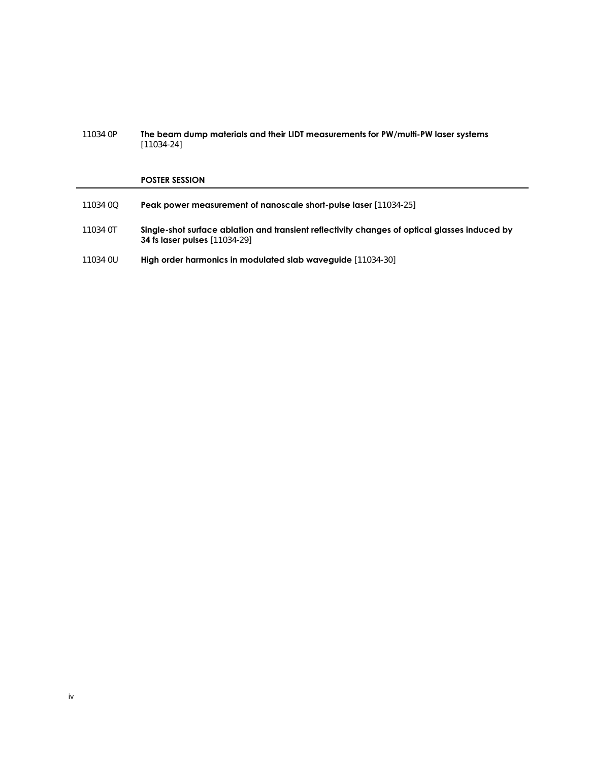11034 0P **The beam dump materials and their LIDT measurements for PW/multi-PW laser systems** [11034-24]

## POSTER SESSION

11034 0Q **Peak power measurement of nanoscale short-pulse laser** [11034-25]

11034 0T **Single-shot surface ablation and transient reflectivity changes of optical glasses induced by 34 fs laser pulses** [11034-29]

11034 0U **High order harmonics in modulated slab waveguide** [11034-30]